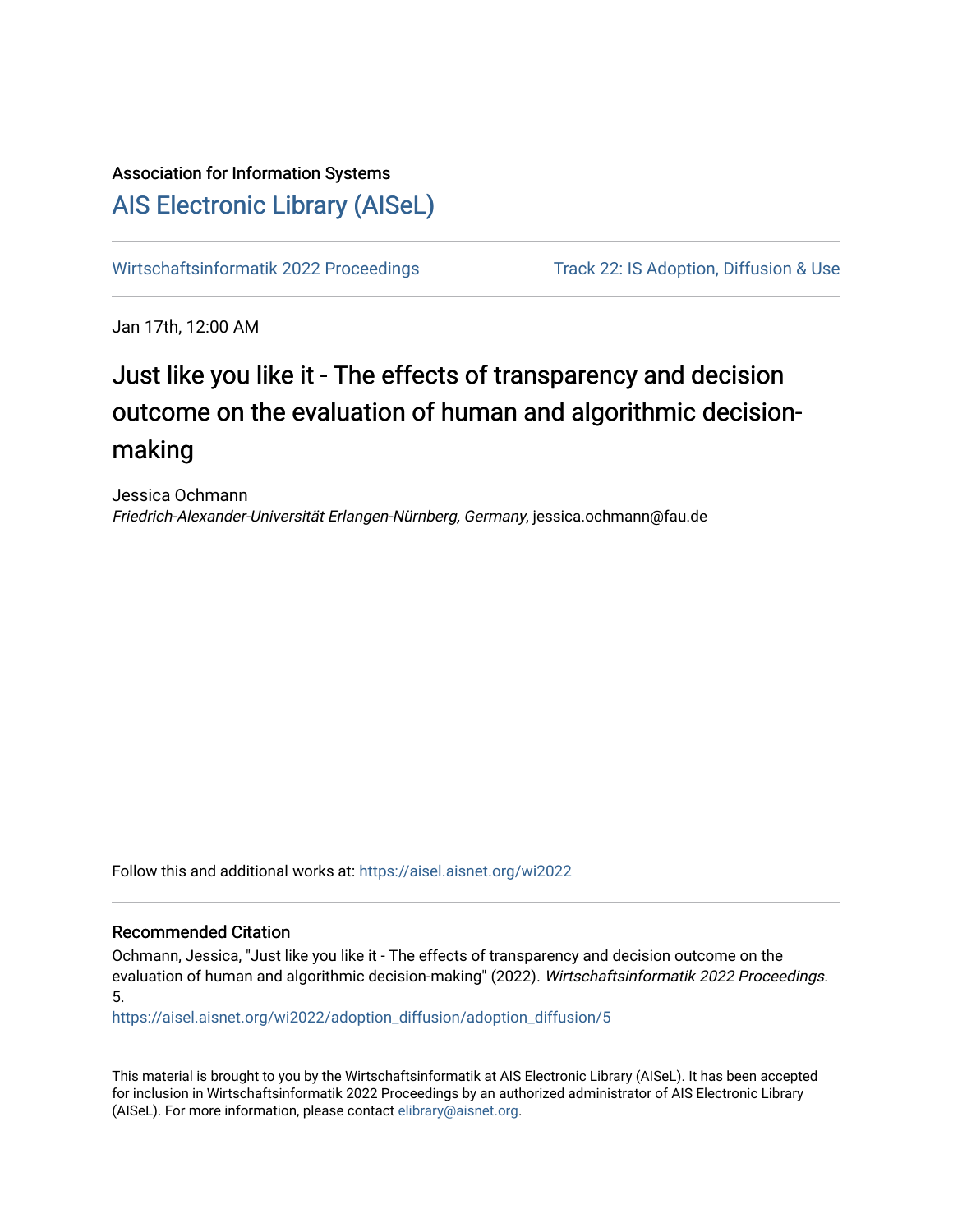Association for Information Systems

# AIS Electronic Library (AISeL)

Wirtschaftsinformatik 2022 Proceedings | Track 22: IS Adoption, Diffusion & Use

Jan 17th, 12:00 AM

## Just like you like it - The effects of transparency and decision outcome on the evaluation of human and algorithmic decision-making

Jessica Ochmann

*Friedrich-Alexander-Universität Erlangen-Nürnberg, Germany*, jessica.ochmann@fau.de

Follow this and additional works at: https://aisel.aisnet.org/wi2022

### Recommended Citation

Ochmann, Jessica, "Just like you like it - The effects of transparency and decision outcome on the evaluation of human and algorithmic decision-making" (2022). *Wirtschaftsinformatik 2022 Proceedings*. 5.

https://aisel.aisnet.org/wi2022/adoption_diffusion/adoption_diffusion/5

This material is brought to you by the Wirtschaftsinformatik at AIS Electronic Library (AISeL). It has been accepted for inclusion in Wirtschaftsinformatik 2022 Proceedings by an authorized administrator of AIS Electronic Library (AISeL). For more information, please contact elibrary@aisnet.org.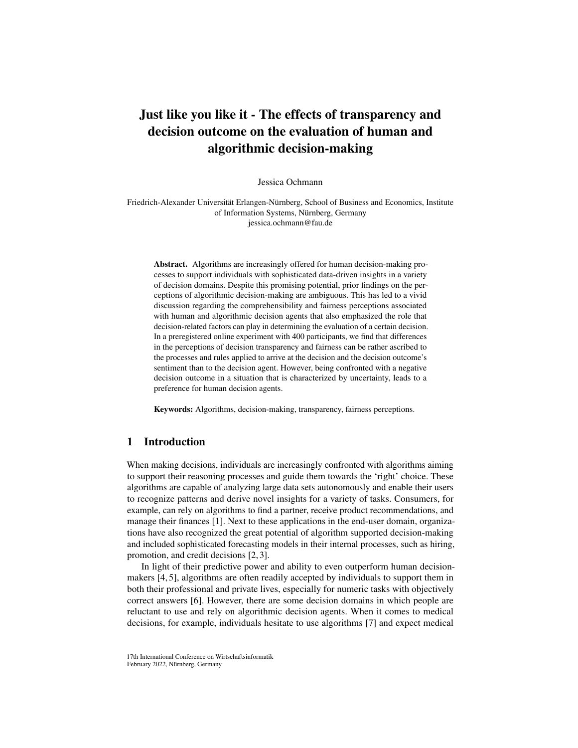# Just like you like it - The effects of transparency and decision outcome on the evaluation of human and algorithmic decision-making

Jessica Ochmann

Friedrich-Alexander Universität Erlangen-Nürnberg, School of Business and Economics, Institute of Information Systems, Nürnberg, Germany
jessica.ochmann@fau.de

**Abstract.** Algorithms are increasingly offered for human decision-making processes to support individuals with sophisticated data-driven insights in a variety of decision domains. Despite this promising potential, prior findings on the perceptions of algorithmic decision-making are ambiguous. This has led to a vivid discussion regarding the comprehensibility and fairness perceptions associated with human and algorithmic decision agents that also emphasized the role that decision-related factors can play in determining the evaluation of a certain decision. In a preregistered online experiment with 400 participants, we find that differences in the perceptions of decision transparency and fairness can be rather ascribed to the processes and rules applied to arrive at the decision and the decision outcome's sentiment than to the decision agent. However, being confronted with a negative decision outcome in a situation that is characterized by uncertainty, leads to a preference for human decision agents.

**Keywords:** Algorithms, decision-making, transparency, fairness perceptions.

## 1 Introduction

When making decisions, individuals are increasingly confronted with algorithms aiming to support their reasoning processes and guide them towards the 'right' choice. These algorithms are capable of analyzing large data sets autonomously and enable their users to recognize patterns and derive novel insights for a variety of tasks. Consumers, for example, can rely on algorithms to find a partner, receive product recommendations, and manage their finances [1]. Next to these applications in the end-user domain, organizations have also recognized the great potential of algorithm supported decision-making and included sophisticated forecasting models in their internal processes, such as hiring, promotion, and credit decisions [2, 3].

In light of their predictive power and ability to even outperform human decision-makers [4, 5], algorithms are often readily accepted by individuals to support them in both their professional and private lives, especially for numeric tasks with objectively correct answers [6]. However, there are some decision domains in which people are reluctant to use and rely on algorithmic decision agents. When it comes to medical decisions, for example, individuals hesitate to use algorithms [7] and expect medical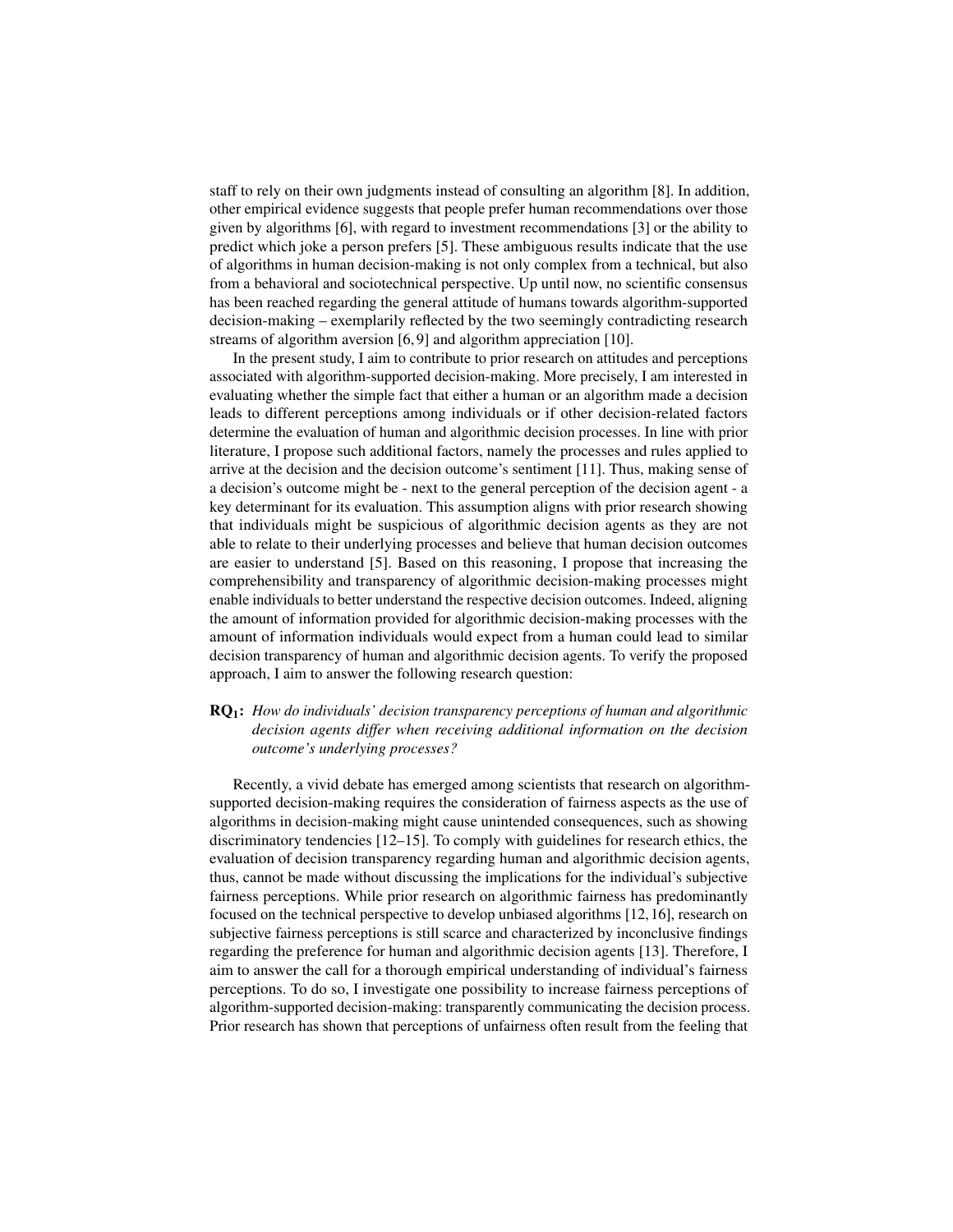staff to rely on their own judgments instead of consulting an algorithm [8]. In addition, other empirical evidence suggests that people prefer human recommendations over those given by algorithms [6], with regard to investment recommendations [3] or the ability to predict which joke a person prefers [5]. These ambiguous results indicate that the use of algorithms in human decision-making is not only complex from a technical, but also from a behavioral and sociotechnical perspective. Up until now, no scientific consensus has been reached regarding the general attitude of humans towards algorithm-supported decision-making – exemplarily reflected by the two seemingly contradicting research streams of algorithm aversion [6, 9] and algorithm appreciation [10].

In the present study, I aim to contribute to prior research on attitudes and perceptions associated with algorithm-supported decision-making. More precisely, I am interested in evaluating whether the simple fact that either a human or an algorithm made a decision leads to different perceptions among individuals or if other decision-related factors determine the evaluation of human and algorithmic decision processes. In line with prior literature, I propose such additional factors, namely the processes and rules applied to arrive at the decision and the decision outcome's sentiment [11]. Thus, making sense of a decision's outcome might be - next to the general perception of the decision agent - a key determinant for its evaluation. This assumption aligns with prior research showing that individuals might be suspicious of algorithmic decision agents as they are not able to relate to their underlying processes and believe that human decision outcomes are easier to understand [5]. Based on this reasoning, I propose that increasing the comprehensibility and transparency of algorithmic decision-making processes might enable individuals to better understand the respective decision outcomes. Indeed, aligning the amount of information provided for algorithmic decision-making processes with the amount of information individuals would expect from a human could lead to similar decision transparency of human and algorithmic decision agents. To verify the proposed approach, I aim to answer the following research question:

**RQ$_1$:** *How do individuals' decision transparency perceptions of human and algorithmic decision agents differ when receiving additional information on the decision outcome's underlying processes?*

Recently, a vivid debate has emerged among scientists that research on algorithm-supported decision-making requires the consideration of fairness aspects as the use of algorithms in decision-making might cause unintended consequences, such as showing discriminatory tendencies [12–15]. To comply with guidelines for research ethics, the evaluation of decision transparency regarding human and algorithmic decision agents, thus, cannot be made without discussing the implications for the individual's subjective fairness perceptions. While prior research on algorithmic fairness has predominantly focused on the technical perspective to develop unbiased algorithms [12, 16], research on subjective fairness perceptions is still scarce and characterized by inconclusive findings regarding the preference for human and algorithmic decision agents [13]. Therefore, I aim to answer the call for a thorough empirical understanding of individual's fairness perceptions. To do so, I investigate one possibility to increase fairness perceptions of algorithm-supported decision-making: transparently communicating the decision process. Prior research has shown that perceptions of unfairness often result from the feeling that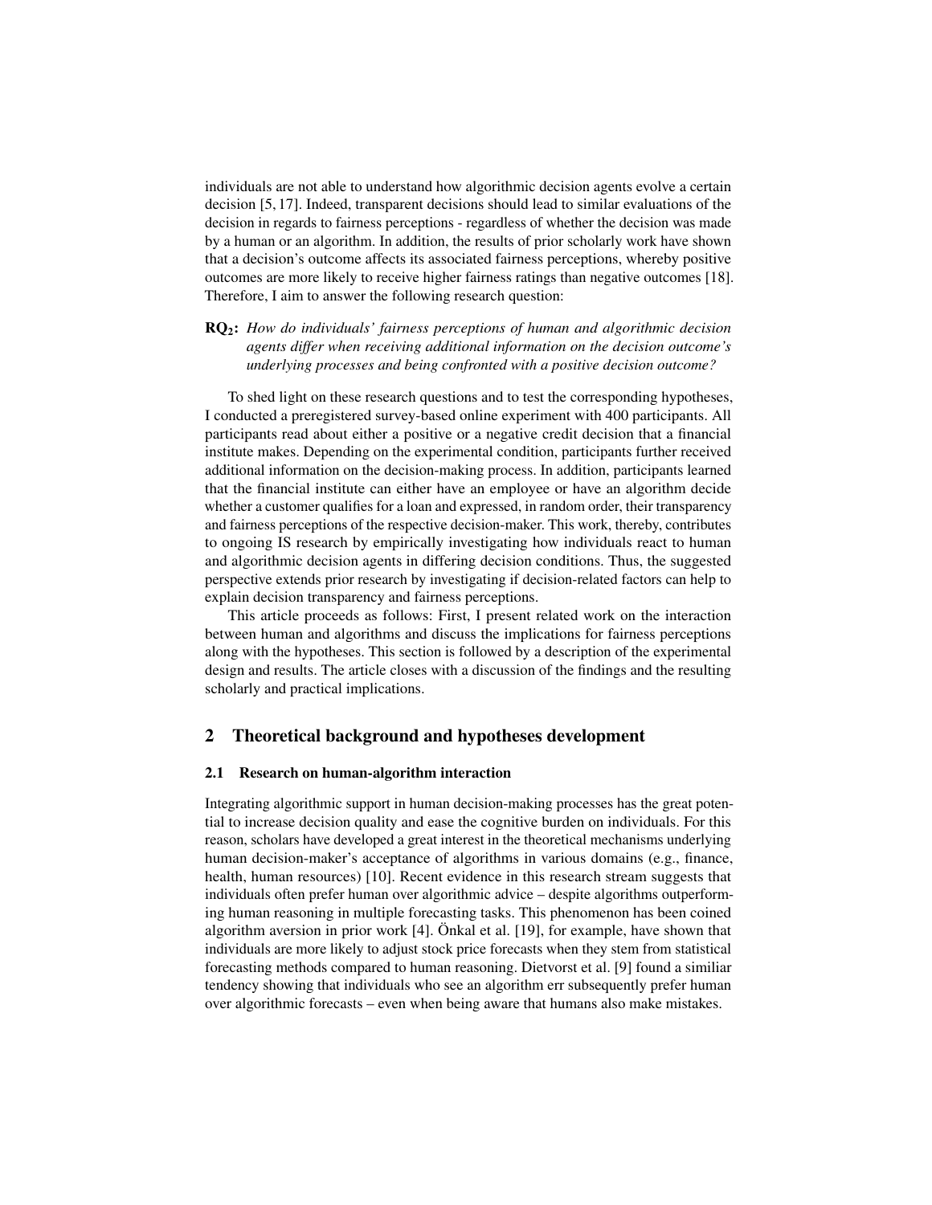individuals are not able to understand how algorithmic decision agents evolve a certain decision [5, 17]. Indeed, transparent decisions should lead to similar evaluations of the decision in regards to fairness perceptions - regardless of whether the decision was made by a human or an algorithm. In addition, the results of prior scholarly work have shown that a decision's outcome affects its associated fairness perceptions, whereby positive outcomes are more likely to receive higher fairness ratings than negative outcomes [18]. Therefore, I aim to answer the following research question:

**RQ$_2$:** *How do individuals' fairness perceptions of human and algorithmic decision agents differ when receiving additional information on the decision outcome's underlying processes and being confronted with a positive decision outcome?*

To shed light on these research questions and to test the corresponding hypotheses, I conducted a preregistered survey-based online experiment with 400 participants. All participants read about either a positive or a negative credit decision that a financial institute makes. Depending on the experimental condition, participants further received additional information on the decision-making process. In addition, participants learned that the financial institute can either have an employee or have an algorithm decide whether a customer qualifies for a loan and expressed, in random order, their transparency and fairness perceptions of the respective decision-maker. This work, thereby, contributes to ongoing IS research by empirically investigating how individuals react to human and algorithmic decision agents in differing decision conditions. Thus, the suggested perspective extends prior research by investigating if decision-related factors can help to explain decision transparency and fairness perceptions.

This article proceeds as follows: First, I present related work on the interaction between human and algorithms and discuss the implications for fairness perceptions along with the hypotheses. This section is followed by a description of the experimental design and results. The article closes with a discussion of the findings and the resulting scholarly and practical implications.

## 2 Theoretical background and hypotheses development

### 2.1 Research on human-algorithm interaction

Integrating algorithmic support in human decision-making processes has the great potential to increase decision quality and ease the cognitive burden on individuals. For this reason, scholars have developed a great interest in the theoretical mechanisms underlying human decision-maker's acceptance of algorithms in various domains (e.g., finance, health, human resources) [10]. Recent evidence in this research stream suggests that individuals often prefer human over algorithmic advice – despite algorithms outperforming human reasoning in multiple forecasting tasks. This phenomenon has been coined algorithm aversion in prior work [4]. Önkal et al. [19], for example, have shown that individuals are more likely to adjust stock price forecasts when they stem from statistical forecasting methods compared to human reasoning. Dietvorst et al. [9] found a similiar tendency showing that individuals who see an algorithm err subsequently prefer human over algorithmic forecasts – even when being aware that humans also make mistakes.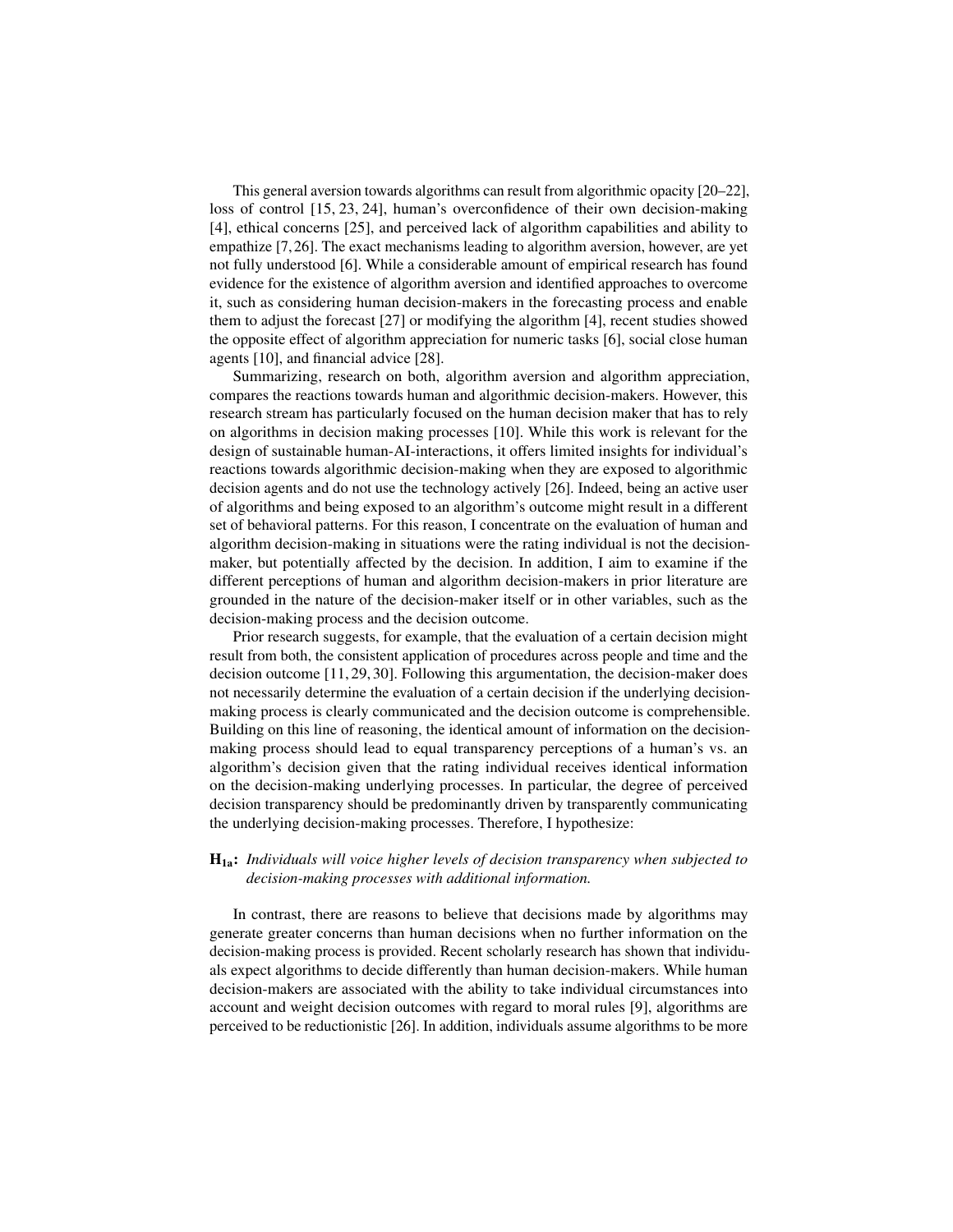This general aversion towards algorithms can result from algorithmic opacity [20–22], loss of control [15, 23, 24], human's overconfidence of their own decision-making [4], ethical concerns [25], and perceived lack of algorithm capabilities and ability to empathize [7, 26]. The exact mechanisms leading to algorithm aversion, however, are yet not fully understood [6]. While a considerable amount of empirical research has found evidence for the existence of algorithm aversion and identified approaches to overcome it, such as considering human decision-makers in the forecasting process and enable them to adjust the forecast [27] or modifying the algorithm [4], recent studies showed the opposite effect of algorithm appreciation for numeric tasks [6], social close human agents [10], and financial advice [28].

Summarizing, research on both, algorithm aversion and algorithm appreciation, compares the reactions towards human and algorithmic decision-makers. However, this research stream has particularly focused on the human decision maker that has to rely on algorithms in decision making processes [10]. While this work is relevant for the design of sustainable human-AI-interactions, it offers limited insights for individual's reactions towards algorithmic decision-making when they are exposed to algorithmic decision agents and do not use the technology actively [26]. Indeed, being an active user of algorithms and being exposed to an algorithm's outcome might result in a different set of behavioral patterns. For this reason, I concentrate on the evaluation of human and algorithm decision-making in situations were the rating individual is not the decision-maker, but potentially affected by the decision. In addition, I aim to examine if the different perceptions of human and algorithm decision-makers in prior literature are grounded in the nature of the decision-maker itself or in other variables, such as the decision-making process and the decision outcome.

Prior research suggests, for example, that the evaluation of a certain decision might result from both, the consistent application of procedures across people and time and the decision outcome [11, 29, 30]. Following this argumentation, the decision-maker does not necessarily determine the evaluation of a certain decision if the underlying decision-making process is clearly communicated and the decision outcome is comprehensible. Building on this line of reasoning, the identical amount of information on the decision-making process should lead to equal transparency perceptions of a human's vs. an algorithm's decision given that the rating individual receives identical information on the decision-making underlying processes. In particular, the degree of perceived decision transparency should be predominantly driven by transparently communicating the underlying decision-making processes. Therefore, I hypothesize:

**$H_{1a}$:** *Individuals will voice higher levels of decision transparency when subjected to decision-making processes with additional information.*

In contrast, there are reasons to believe that decisions made by algorithms may generate greater concerns than human decisions when no further information on the decision-making process is provided. Recent scholarly research has shown that individuals expect algorithms to decide differently than human decision-makers. While human decision-makers are associated with the ability to take individual circumstances into account and weight decision outcomes with regard to moral rules [9], algorithms are perceived to be reductionistic [26]. In addition, individuals assume algorithms to be more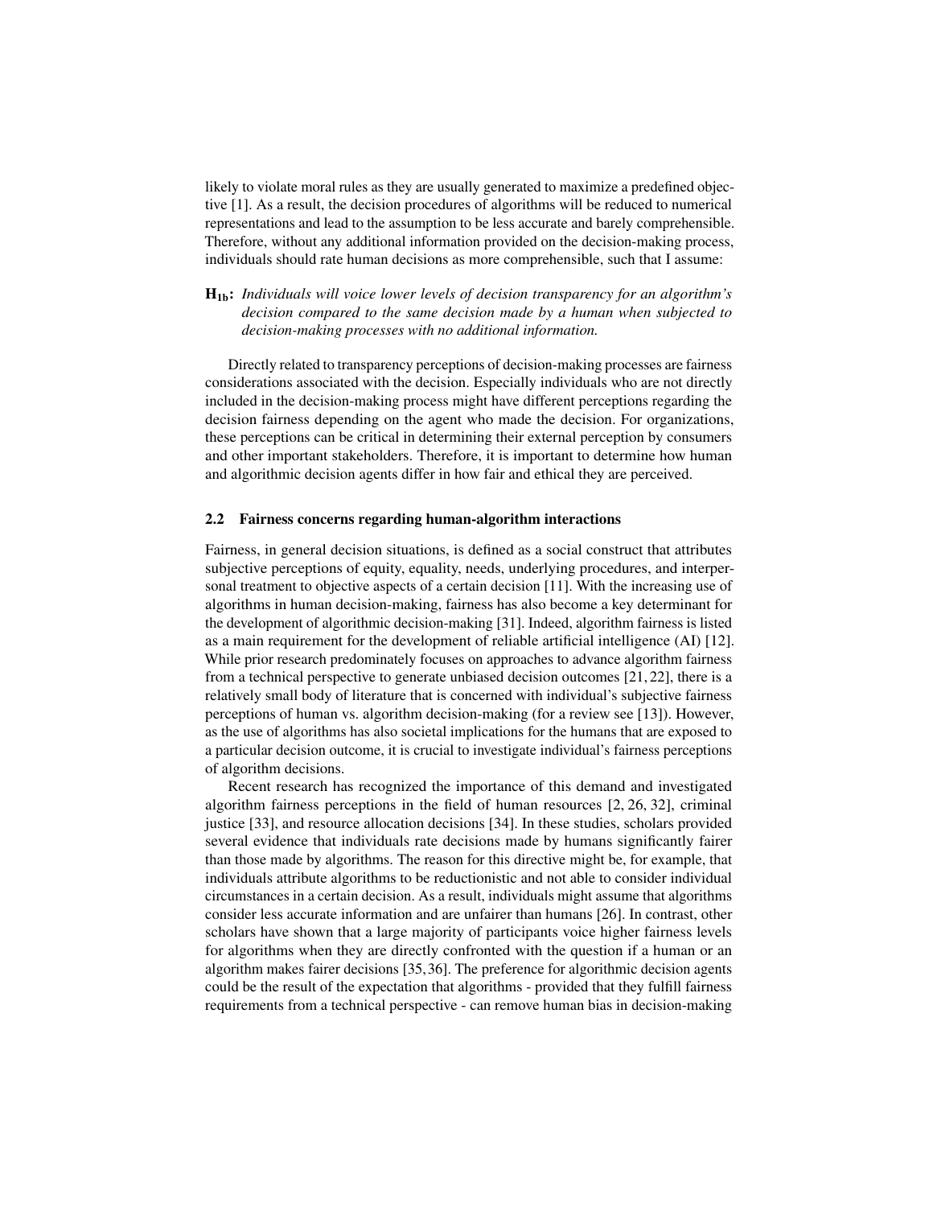likely to violate moral rules as they are usually generated to maximize a predefined objective [1]. As a result, the decision procedures of algorithms will be reduced to numerical representations and lead to the assumption to be less accurate and barely comprehensible. Therefore, without any additional information provided on the decision-making process, individuals should rate human decisions as more comprehensible, such that I assume:

**$H_{1b}$:** *Individuals will voice lower levels of decision transparency for an algorithm's decision compared to the same decision made by a human when subjected to decision-making processes with no additional information.*

Directly related to transparency perceptions of decision-making processes are fairness considerations associated with the decision. Especially individuals who are not directly included in the decision-making process might have different perceptions regarding the decision fairness depending on the agent who made the decision. For organizations, these perceptions can be critical in determining their external perception by consumers and other important stakeholders. Therefore, it is important to determine how human and algorithmic decision agents differ in how fair and ethical they are perceived.

### 2.2 Fairness concerns regarding human-algorithm interactions

Fairness, in general decision situations, is defined as a social construct that attributes subjective perceptions of equity, equality, needs, underlying procedures, and interpersonal treatment to objective aspects of a certain decision [11]. With the increasing use of algorithms in human decision-making, fairness has also become a key determinant for the development of algorithmic decision-making [31]. Indeed, algorithm fairness is listed as a main requirement for the development of reliable artificial intelligence (AI) [12]. While prior research predominately focuses on approaches to advance algorithm fairness from a technical perspective to generate unbiased decision outcomes [21, 22], there is a relatively small body of literature that is concerned with individual's subjective fairness perceptions of human vs. algorithm decision-making (for a review see [13]). However, as the use of algorithms has also societal implications for the humans that are exposed to a particular decision outcome, it is crucial to investigate individual's fairness perceptions of algorithm decisions.

Recent research has recognized the importance of this demand and investigated algorithm fairness perceptions in the field of human resources [2, 26, 32], criminal justice [33], and resource allocation decisions [34]. In these studies, scholars provided several evidence that individuals rate decisions made by humans significantly fairer than those made by algorithms. The reason for this directive might be, for example, that individuals attribute algorithms to be reductionistic and not able to consider individual circumstances in a certain decision. As a result, individuals might assume that algorithms consider less accurate information and are unfairer than humans [26]. In contrast, other scholars have shown that a large majority of participants voice higher fairness levels for algorithms when they are directly confronted with the question if a human or an algorithm makes fairer decisions [35, 36]. The preference for algorithmic decision agents could be the result of the expectation that algorithms - provided that they fulfill fairness requirements from a technical perspective - can remove human bias in decision-making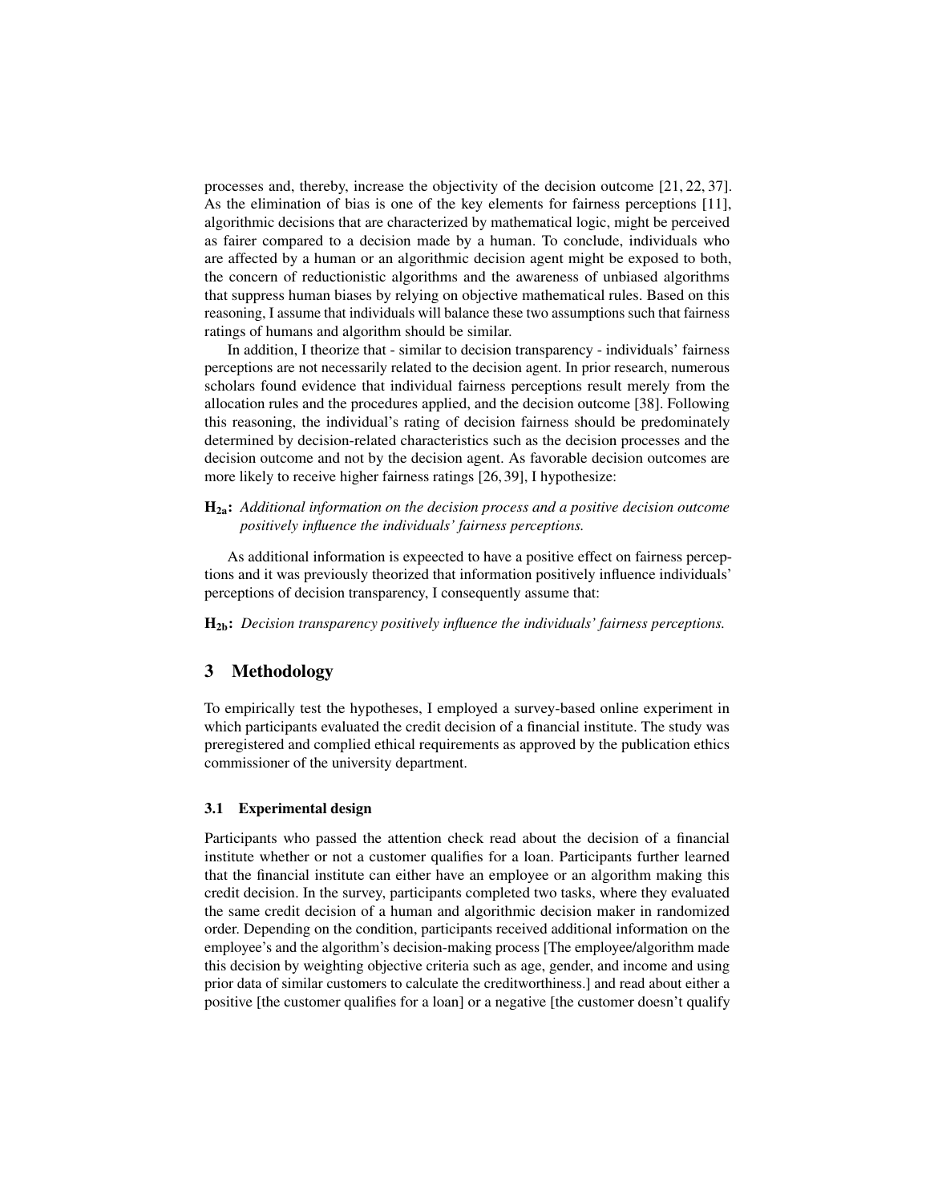processes and, thereby, increase the objectivity of the decision outcome [21, 22, 37]. As the elimination of bias is one of the key elements for fairness perceptions [11], algorithmic decisions that are characterized by mathematical logic, might be perceived as fairer compared to a decision made by a human. To conclude, individuals who are affected by a human or an algorithmic decision agent might be exposed to both, the concern of reductionistic algorithms and the awareness of unbiased algorithms that suppress human biases by relying on objective mathematical rules. Based on this reasoning, I assume that individuals will balance these two assumptions such that fairness ratings of humans and algorithm should be similar.

In addition, I theorize that - similar to decision transparency - individuals' fairness perceptions are not necessarily related to the decision agent. In prior research, numerous scholars found evidence that individual fairness perceptions result merely from the allocation rules and the procedures applied, and the decision outcome [38]. Following this reasoning, the individual's rating of decision fairness should be predominately determined by decision-related characteristics such as the decision processes and the decision outcome and not by the decision agent. As favorable decision outcomes are more likely to receive higher fairness ratings [26, 39], I hypothesize:

**$H_{2a}$:** *Additional information on the decision process and a positive decision outcome positively influence the individuals' fairness perceptions.*

As additional information is expeected to have a positive effect on fairness perceptions and it was previously theorized that information positively influence individuals' perceptions of decision transparency, I consequently assume that:

**$H_{2b}$:** *Decision transparency positively influence the individuals' fairness perceptions.*

## 3 Methodology

To empirically test the hypotheses, I employed a survey-based online experiment in which participants evaluated the credit decision of a financial institute. The study was preregistered and complied ethical requirements as approved by the publication ethics commissioner of the university department.

### 3.1 Experimental design

Participants who passed the attention check read about the decision of a financial institute whether or not a customer qualifies for a loan. Participants further learned that the financial institute can either have an employee or an algorithm making this credit decision. In the survey, participants completed two tasks, where they evaluated the same credit decision of a human and algorithmic decision maker in randomized order. Depending on the condition, participants received additional information on the employee's and the algorithm's decision-making process [The employee/algorithm made this decision by weighting objective criteria such as age, gender, and income and using prior data of similar customers to calculate the creditworthiness.] and read about either a positive [the customer qualifies for a loan] or a negative [the customer doesn't qualify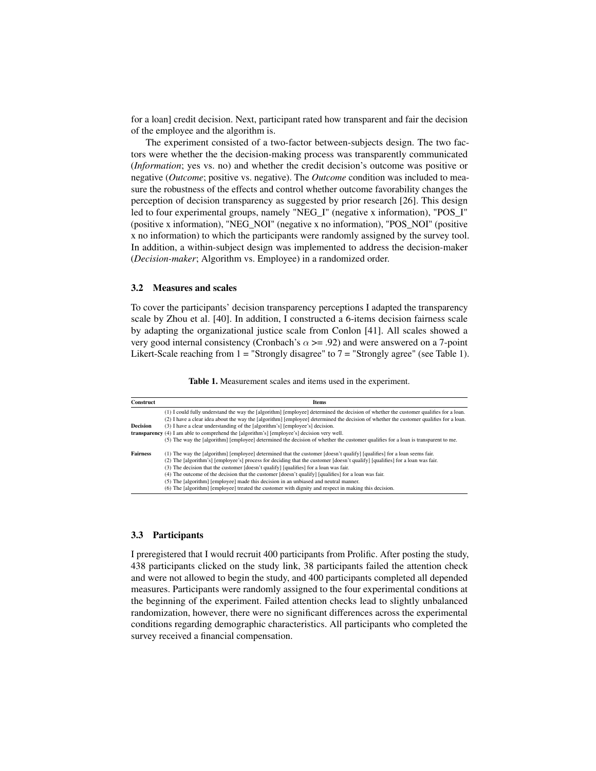for a loan] credit decision. Next, participant rated how transparent and fair the decision of the employee and the algorithm is.

The experiment consisted of a two-factor between-subjects design. The two factors were whether the the decision-making process was transparently communicated (*Information*; yes vs. no) and whether the credit decision's outcome was positive or negative (*Outcome*; positive vs. negative). The *Outcome* condition was included to measure the robustness of the effects and control whether outcome favorability changes the perception of decision transparency as suggested by prior research [26]. This design led to four experimental groups, namely "NEG_I" (negative x information), "POS_I" (positive x information), "NEG_NOI" (negative x no information), "POS_NOI" (positive x no information) to which the participants were randomly assigned by the survey tool. In addition, a within-subject design was implemented to address the decision-maker (*Decision-maker*; Algorithm vs. Employee) in a randomized order.

### 3.2 Measures and scales

To cover the participants' decision transparency perceptions I adapted the transparency scale by Zhou et al. [40]. In addition, I constructed a 6-items decision fairness scale by adapting the organizational justice scale from Conlon [41]. All scales showed a very good internal consistency (Cronbach's $\alpha >= .92$) and were answered on a 7-point Likert-Scale reaching from 1 = "Strongly disagree" to 7 = "Strongly agree" (see Table 1).

**Table 1.** Measurement scales and items used in the experiment.

| Construct | Items |
|---|---|
| Decision transparency | (1) I could fully understand the way the [algorithm] [employee] determined the decision of whether the customer qualifies for a loan. |
| | (2) I have a clear idea about the way the [algorithm] [employee] determined the decision of whether the customer qualifies for a loan. |
| | (3) I have a clear understanding of the [algorithm's] [employee's] decision. |
| | (4) I am able to comprehend the [algorithm's] [employee's] decision very well. |
| | (5) The way the [algorithm] [employee] determined the decision of whether the customer qualifies for a loan is transparent to me. |
| Fairness | (1) The way the [algorithm] [employee] determined that the customer [doesn't qualify] [qualifies] for a loan seems fair. |
| | (2) The [algorithm's] [employee's] process for deciding that the customer [doesn't qualify] [qualifies] for a loan was fair. |
| | (3) The decision that the customer [doesn't qualify] [qualifies] for a loan was fair. |
| | (4) The outcome of the decision that the customer [doesn't qualify] [qualifies] for a loan was fair. |
| | (5) The [algorithm] [employee] made this decision in an unbiased and neutral manner. |
| | (6) The [algorithm] [employee] treated the customer with dignity and respect in making this decision. |

### 3.3 Participants

I preregistered that I would recruit 400 participants from Prolific. After posting the study, 438 participants clicked on the study link, 38 participants failed the attention check and were not allowed to begin the study, and 400 participants completed all depended measures. Participants were randomly assigned to the four experimental conditions at the beginning of the experiment. Failed attention checks lead to slightly unbalanced randomization, however, there were no significant differences across the experimental conditions regarding demographic characteristics. All participants who completed the survey received a financial compensation.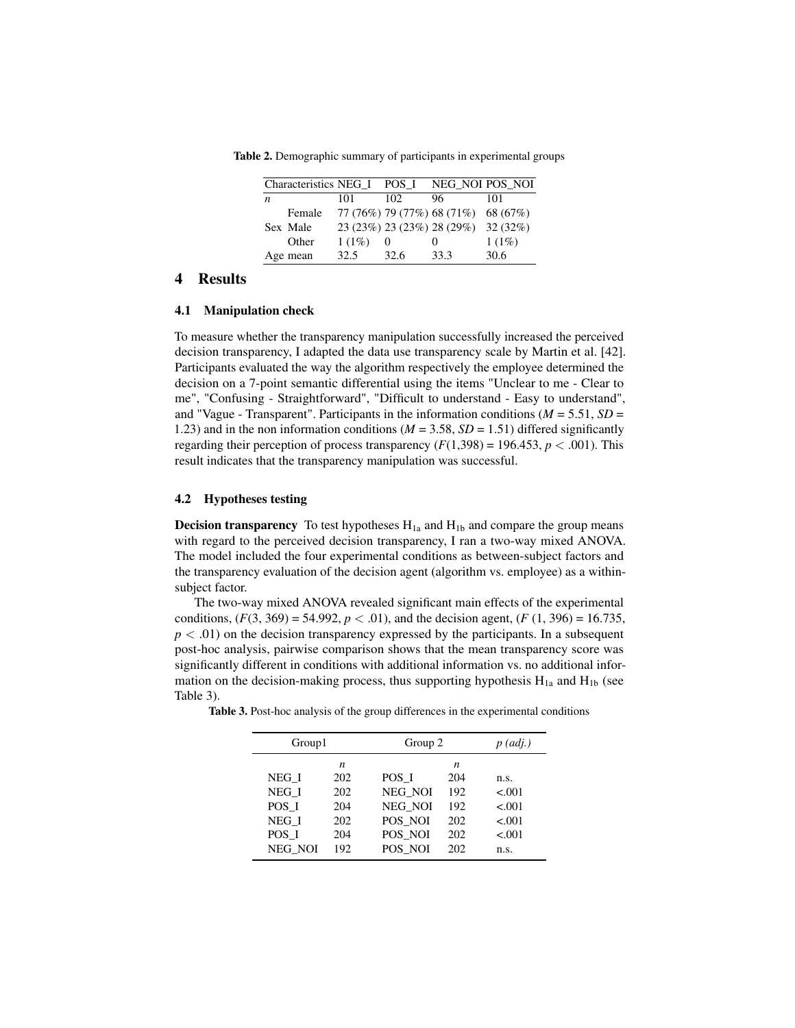**Table 2.** Demographic summary of participants in experimental groups

| Characteristics | | NEG_I | POS_I | NEG_NOI | POS_NOI |
|---|---|---|---|---|---|
| $n$ | | 101 | 102 | 96 | 101 |
| | Female | 77 (76%) | 79 (77%) | 68 (71%) | 68 (67%) |
| Sex | Male | 23 (23%) | 23 (23%) | 28 (29%) | 32 (32%) |
| | Other | 1 (1%) | 0 | 0 | 1 (1%) |
| Age | mean | 32.5 | 32.6 | 33.3 | 30.6 |

## 4 Results

### 4.1 Manipulation check

To measure whether the transparency manipulation successfully increased the perceived decision transparency, I adapted the data use transparency scale by Martin et al. [42]. Participants evaluated the way the algorithm respectively the employee determined the decision on a 7-point semantic differential using the items "Unclear to me - Clear to me", "Confusing - Straightforward", "Difficult to understand - Easy to understand", and "Vague - Transparent". Participants in the information conditions ($M$ = 5.51, $SD$ = 1.23) and in the non information conditions ($M$ = 3.58, $SD$ = 1.51) differed significantly regarding their perception of process transparency ($F(1,398)$ = 196.453, $p < .001$). This result indicates that the transparency manipulation was successful.

### 4.2 Hypotheses testing

**Decision transparency** To test hypotheses $H_{1a}$ and $H_{1b}$ and compare the group means with regard to the perceived decision transparency, I ran a two-way mixed ANOVA. The model included the four experimental conditions as between-subject factors and the transparency evaluation of the decision agent (algorithm vs. employee) as a within-subject factor.

The two-way mixed ANOVA revealed significant main effects of the experimental conditions, ($F(3, 369)$ = 54.992, $p < .01$), and the decision agent, ($F$ (1, 396) = 16.735, $p < .01$) on the decision transparency expressed by the participants. In a subsequent post-hoc analysis, pairwise comparison shows that the mean transparency score was significantly different in conditions with additional information vs. no additional information on the decision-making process, thus supporting hypothesis $H_{1a}$ and $H_{1b}$ (see Table 3).

**Table 3.** Post-hoc analysis of the group differences in the experimental conditions

| Group1 | | Group 2 | | *p (adj.)* |
|---|---|---|---|---|
| | *n* | | *n* | |
| NEG_I | 202 | POS_I | 204 | n.s. |
| NEG_I | 202 | NEG_NOI | 192 | <.001 |
| POS_I | 204 | NEG_NOI | 192 | <.001 |
| NEG_I | 202 | POS_NOI | 202 | <.001 |
| POS_I | 204 | POS_NOI | 202 | <.001 |
| NEG_NOI | 192 | POS_NOI | 202 | n.s. |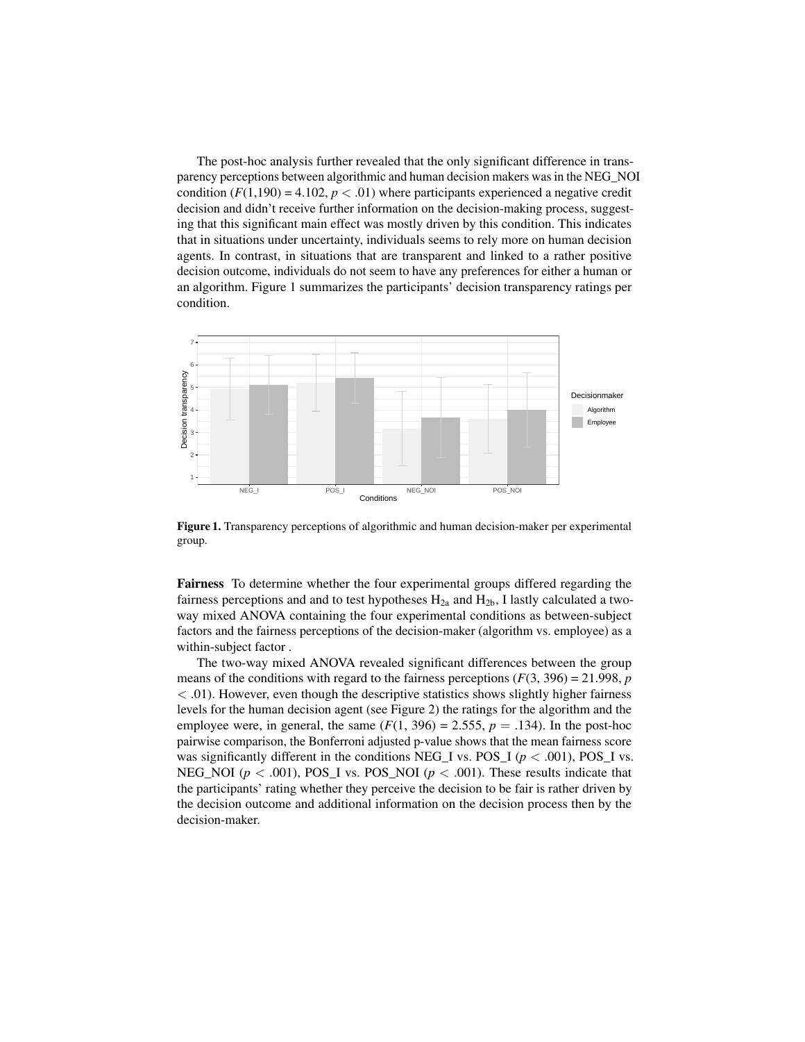The post-hoc analysis further revealed that the only significant difference in transparency perceptions between algorithmic and human decision makers was in the NEG_NOI condition ($F(1{,}190) = 4.102$, $p < .01$) where participants experienced a negative credit decision and didn't receive further information on the decision-making process, suggesting that this significant main effect was mostly driven by this condition. This indicates that in situations under uncertainty, individuals seems to rely more on human decision agents. In contrast, in situations that are transparent and linked to a rather positive decision outcome, individuals do not seem to have any preferences for either a human or an algorithm. Figure 1 summarizes the participants' decision transparency ratings per condition.

**Figure 1.** Transparency perceptions of algorithmic and human decision-maker per experimental group.

**Fairness** To determine whether the four experimental groups differed regarding the fairness perceptions and and to test hypotheses $H_{2a}$ and $H_{2b}$, I lastly calculated a two-way mixed ANOVA containing the four experimental conditions as between-subject factors and the fairness perceptions of the decision-maker (algorithm vs. employee) as a within-subject factor .

The two-way mixed ANOVA revealed significant differences between the group means of the conditions with regard to the fairness perceptions ($F(3, 396) = 21.998$, $p < .01$). However, even though the descriptive statistics shows slightly higher fairness levels for the human decision agent (see Figure 2) the ratings for the algorithm and the employee were, in general, the same ($F(1, 396) = 2.555$, $p = .134$). In the post-hoc pairwise comparison, the Bonferroni adjusted p-value shows that the mean fairness score was significantly different in the conditions NEG_I vs. POS_I ($p < .001$), POS_I vs. NEG_NOI ($p < .001$), POS_I vs. POS_NOI ($p < .001$). These results indicate that the participants' rating whether they perceive the decision to be fair is rather driven by the decision outcome and additional information on the decision process then by the decision-maker.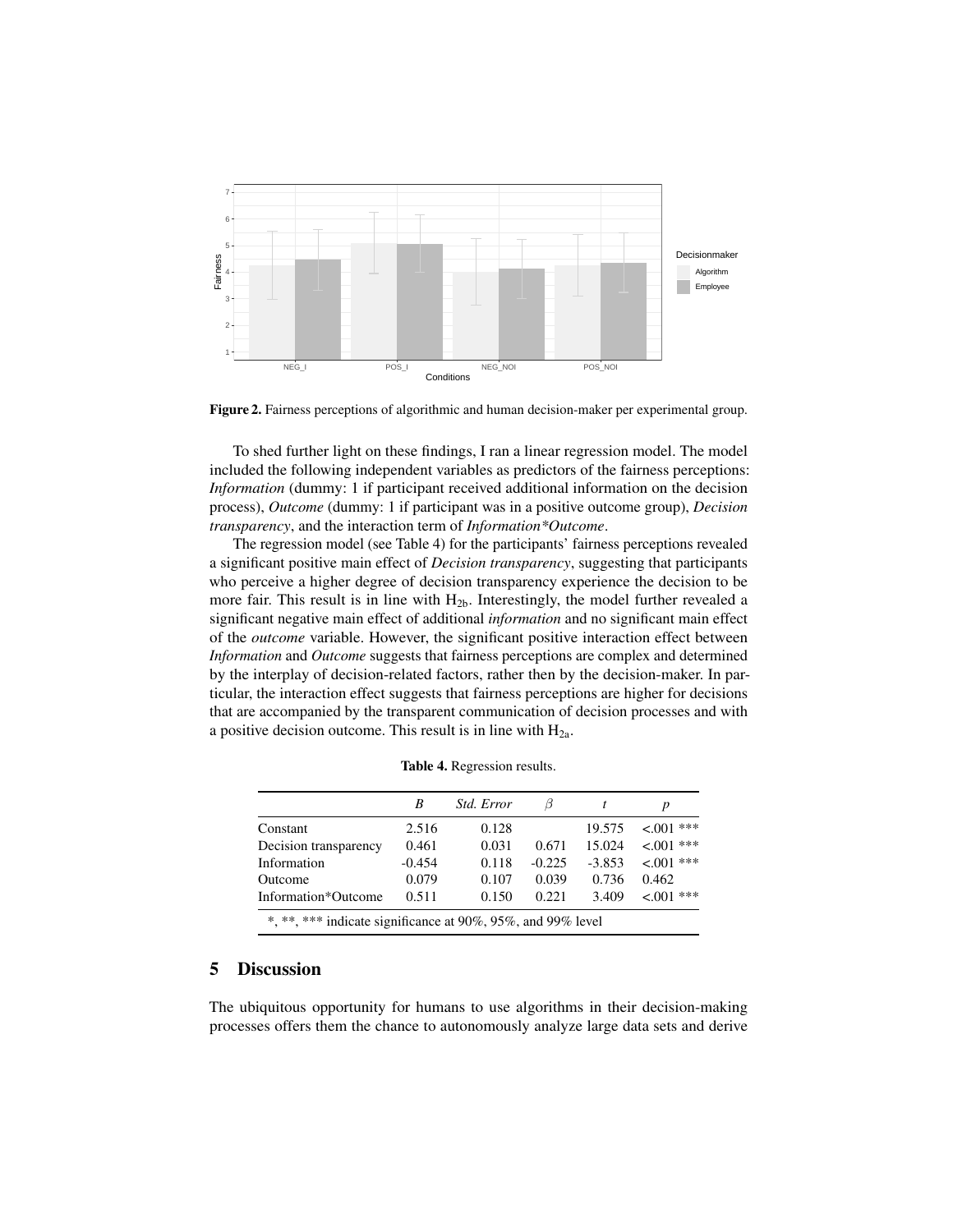Figure 2. Fairness perceptions of algorithmic and human decision-maker per experimental group.

To shed further light on these findings, I ran a linear regression model. The model included the following independent variables as predictors of the fairness perceptions: *Information* (dummy: 1 if participant received additional information on the decision process), *Outcome* (dummy: 1 if participant was in a positive outcome group), *Decision transparency*, and the interaction term of *Information*Outcome*.

The regression model (see Table 4) for the participants' fairness perceptions revealed a significant positive main effect of *Decision transparency*, suggesting that participants who perceive a higher degree of decision transparency experience the decision to be more fair. This result is in line with $H_{2b}$. Interestingly, the model further revealed a significant negative main effect of additional *information* and no significant main effect of the *outcome* variable. However, the significant positive interaction effect between *Information* and *Outcome* suggests that fairness perceptions are complex and determined by the interplay of decision-related factors, rather then by the decision-maker. In particular, the interaction effect suggests that fairness perceptions are higher for decisions that are accompanied by the transparent communication of decision processes and with a positive decision outcome. This result is in line with $H_{2a}$.

**Table 4.** Regression results.

| | *B* | *Std. Error* | $\beta$ | *t* | *p* |
|---|---|---|---|---|---|
| Constant | 2.516 | 0.128 | | 19.575 | <.001 *** |
| Decision transparency | 0.461 | 0.031 | 0.671 | 15.024 | <.001 *** |
| Information | -0.454 | 0.118 | -0.225 | -3.853 | <.001 *** |
| Outcome | 0.079 | 0.107 | 0.039 | 0.736 | 0.462 |
| Information*Outcome | 0.511 | 0.150 | 0.221 | 3.409 | <.001 *** |

*, **, *** indicate significance at 90%, 95%, and 99% level

## 5 Discussion

The ubiquitous opportunity for humans to use algorithms in their decision-making processes offers them the chance to autonomously analyze large data sets and derive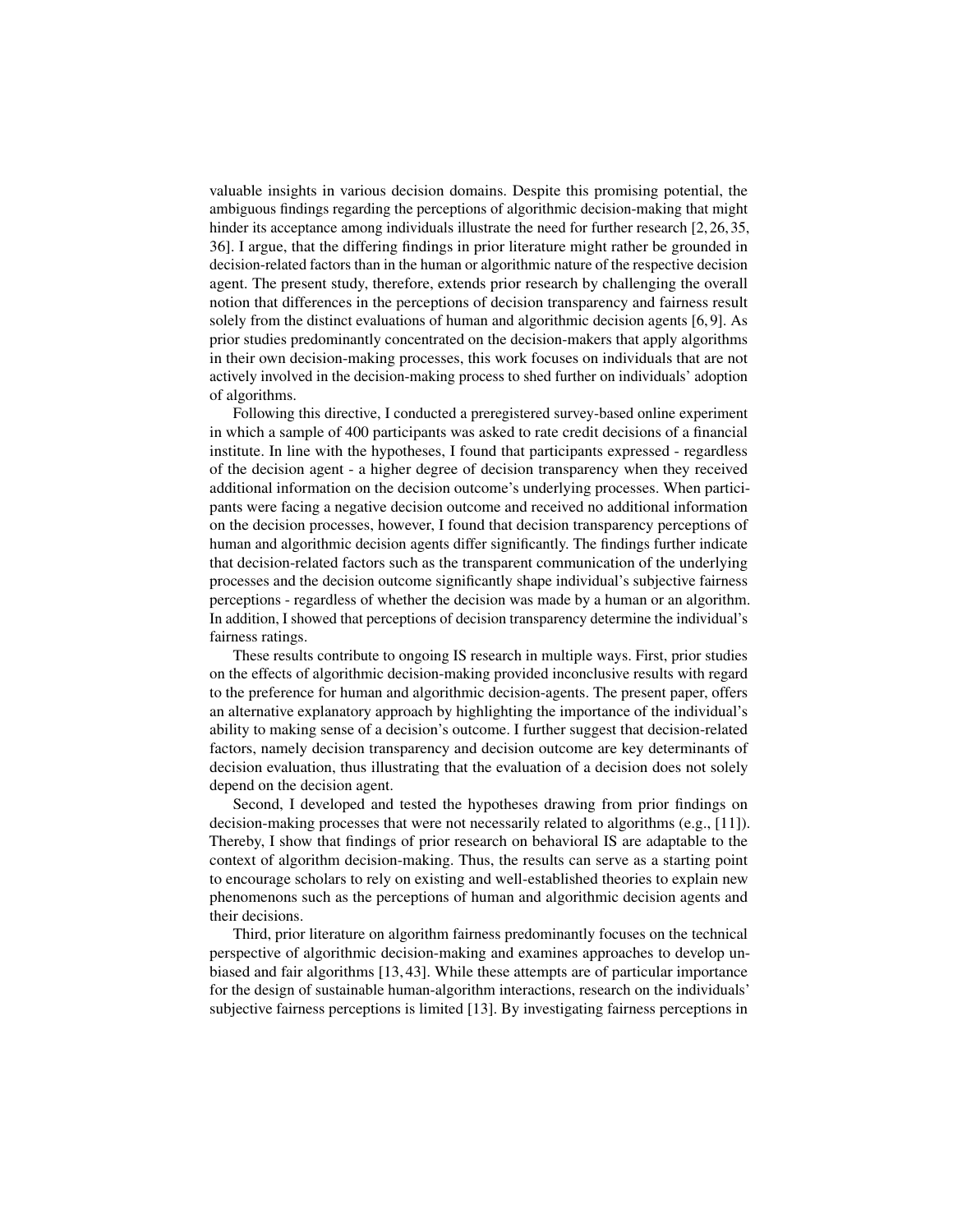valuable insights in various decision domains. Despite this promising potential, the ambiguous findings regarding the perceptions of algorithmic decision-making that might hinder its acceptance among individuals illustrate the need for further research [2, 26, 35, 36]. I argue, that the differing findings in prior literature might rather be grounded in decision-related factors than in the human or algorithmic nature of the respective decision agent. The present study, therefore, extends prior research by challenging the overall notion that differences in the perceptions of decision transparency and fairness result solely from the distinct evaluations of human and algorithmic decision agents [6, 9]. As prior studies predominantly concentrated on the decision-makers that apply algorithms in their own decision-making processes, this work focuses on individuals that are not actively involved in the decision-making process to shed further on individuals' adoption of algorithms.

Following this directive, I conducted a preregistered survey-based online experiment in which a sample of 400 participants was asked to rate credit decisions of a financial institute. In line with the hypotheses, I found that participants expressed - regardless of the decision agent - a higher degree of decision transparency when they received additional information on the decision outcome's underlying processes. When participants were facing a negative decision outcome and received no additional information on the decision processes, however, I found that decision transparency perceptions of human and algorithmic decision agents differ significantly. The findings further indicate that decision-related factors such as the transparent communication of the underlying processes and the decision outcome significantly shape individual's subjective fairness perceptions - regardless of whether the decision was made by a human or an algorithm. In addition, I showed that perceptions of decision transparency determine the individual's fairness ratings.

These results contribute to ongoing IS research in multiple ways. First, prior studies on the effects of algorithmic decision-making provided inconclusive results with regard to the preference for human and algorithmic decision-agents. The present paper, offers an alternative explanatory approach by highlighting the importance of the individual's ability to making sense of a decision's outcome. I further suggest that decision-related factors, namely decision transparency and decision outcome are key determinants of decision evaluation, thus illustrating that the evaluation of a decision does not solely depend on the decision agent.

Second, I developed and tested the hypotheses drawing from prior findings on decision-making processes that were not necessarily related to algorithms (e.g., [11]). Thereby, I show that findings of prior research on behavioral IS are adaptable to the context of algorithm decision-making. Thus, the results can serve as a starting point to encourage scholars to rely on existing and well-established theories to explain new phenomenons such as the perceptions of human and algorithmic decision agents and their decisions.

Third, prior literature on algorithm fairness predominantly focuses on the technical perspective of algorithmic decision-making and examines approaches to develop unbiased and fair algorithms [13, 43]. While these attempts are of particular importance for the design of sustainable human-algorithm interactions, research on the individuals' subjective fairness perceptions is limited [13]. By investigating fairness perceptions in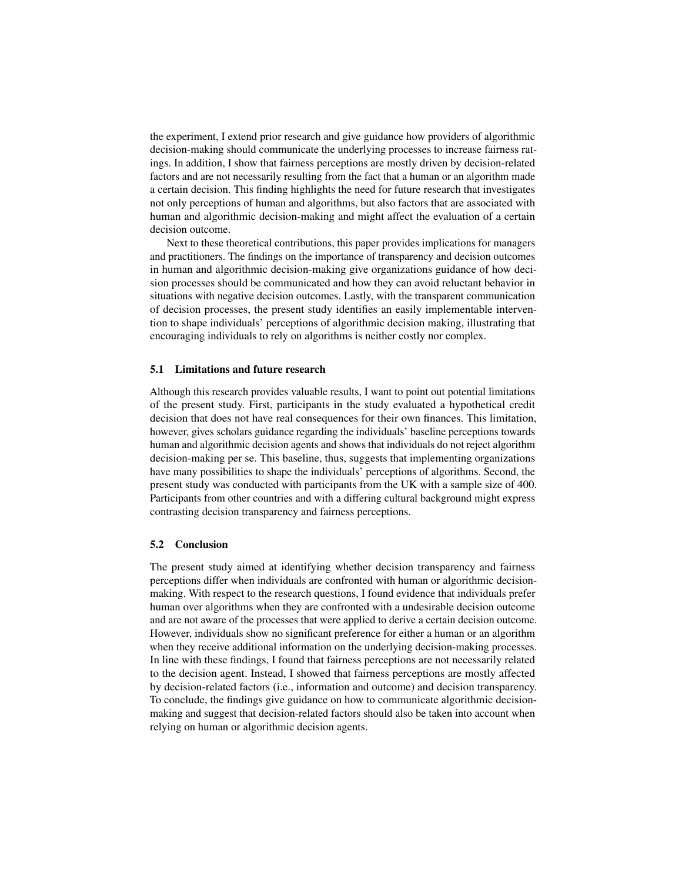the experiment, I extend prior research and give guidance how providers of algorithmic decision-making should communicate the underlying processes to increase fairness ratings. In addition, I show that fairness perceptions are mostly driven by decision-related factors and are not necessarily resulting from the fact that a human or an algorithm made a certain decision. This finding highlights the need for future research that investigates not only perceptions of human and algorithms, but also factors that are associated with human and algorithmic decision-making and might affect the evaluation of a certain decision outcome.

Next to these theoretical contributions, this paper provides implications for managers and practitioners. The findings on the importance of transparency and decision outcomes in human and algorithmic decision-making give organizations guidance of how decision processes should be communicated and how they can avoid reluctant behavior in situations with negative decision outcomes. Lastly, with the transparent communication of decision processes, the present study identifies an easily implementable intervention to shape individuals' perceptions of algorithmic decision making, illustrating that encouraging individuals to rely on algorithms is neither costly nor complex.

### 5.1 Limitations and future research

Although this research provides valuable results, I want to point out potential limitations of the present study. First, participants in the study evaluated a hypothetical credit decision that does not have real consequences for their own finances. This limitation, however, gives scholars guidance regarding the individuals' baseline perceptions towards human and algorithmic decision agents and shows that individuals do not reject algorithm decision-making per se. This baseline, thus, suggests that implementing organizations have many possibilities to shape the individuals' perceptions of algorithms. Second, the present study was conducted with participants from the UK with a sample size of 400. Participants from other countries and with a differing cultural background might express contrasting decision transparency and fairness perceptions.

### 5.2 Conclusion

The present study aimed at identifying whether decision transparency and fairness perceptions differ when individuals are confronted with human or algorithmic decision-making. With respect to the research questions, I found evidence that individuals prefer human over algorithms when they are confronted with a undesirable decision outcome and are not aware of the processes that were applied to derive a certain decision outcome. However, individuals show no significant preference for either a human or an algorithm when they receive additional information on the underlying decision-making processes. In line with these findings, I found that fairness perceptions are not necessarily related to the decision agent. Instead, I showed that fairness perceptions are mostly affected by decision-related factors (i.e., information and outcome) and decision transparency. To conclude, the findings give guidance on how to communicate algorithmic decision-making and suggest that decision-related factors should also be taken into account when relying on human or algorithmic decision agents.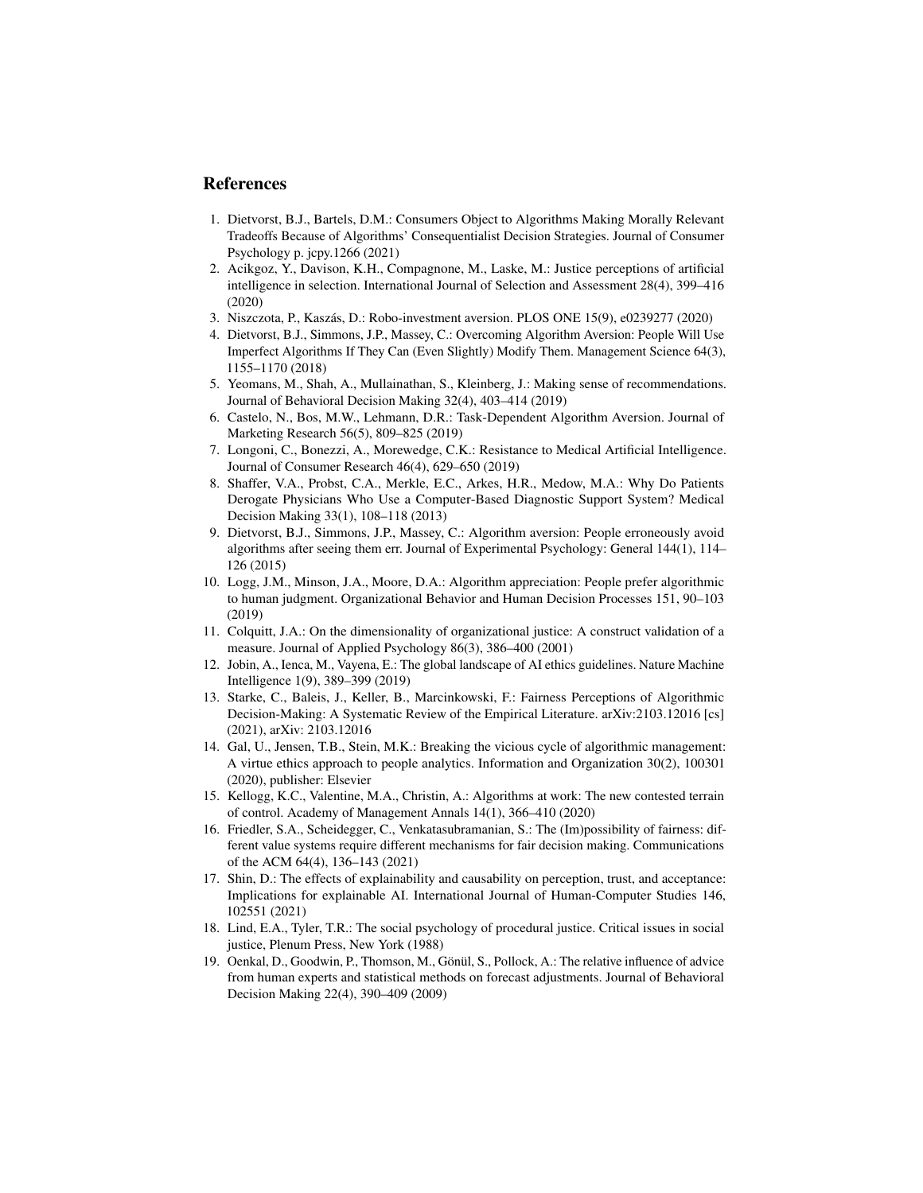## References

1. Dietvorst, B.J., Bartels, D.M.: Consumers Object to Algorithms Making Morally Relevant Tradeoffs Because of Algorithms' Consequentialist Decision Strategies. Journal of Consumer Psychology p. jcpy.1266 (2021)
2. Acikgoz, Y., Davison, K.H., Compagnone, M., Laske, M.: Justice perceptions of artificial intelligence in selection. International Journal of Selection and Assessment 28(4), 399–416 (2020)
3. Niszczota, P., Kaszás, D.: Robo-investment aversion. PLOS ONE 15(9), e0239277 (2020)
4. Dietvorst, B.J., Simmons, J.P., Massey, C.: Overcoming Algorithm Aversion: People Will Use Imperfect Algorithms If They Can (Even Slightly) Modify Them. Management Science 64(3), 1155–1170 (2018)
5. Yeomans, M., Shah, A., Mullainathan, S., Kleinberg, J.: Making sense of recommendations. Journal of Behavioral Decision Making 32(4), 403–414 (2019)
6. Castelo, N., Bos, M.W., Lehmann, D.R.: Task-Dependent Algorithm Aversion. Journal of Marketing Research 56(5), 809–825 (2019)
7. Longoni, C., Bonezzi, A., Morewedge, C.K.: Resistance to Medical Artificial Intelligence. Journal of Consumer Research 46(4), 629–650 (2019)
8. Shaffer, V.A., Probst, C.A., Merkle, E.C., Arkes, H.R., Medow, M.A.: Why Do Patients Derogate Physicians Who Use a Computer-Based Diagnostic Support System? Medical Decision Making 33(1), 108–118 (2013)
9. Dietvorst, B.J., Simmons, J.P., Massey, C.: Algorithm aversion: People erroneously avoid algorithms after seeing them err. Journal of Experimental Psychology: General 144(1), 114–126 (2015)
10. Logg, J.M., Minson, J.A., Moore, D.A.: Algorithm appreciation: People prefer algorithmic to human judgment. Organizational Behavior and Human Decision Processes 151, 90–103 (2019)
11. Colquitt, J.A.: On the dimensionality of organizational justice: A construct validation of a measure. Journal of Applied Psychology 86(3), 386–400 (2001)
12. Jobin, A., Ienca, M., Vayena, E.: The global landscape of AI ethics guidelines. Nature Machine Intelligence 1(9), 389–399 (2019)
13. Starke, C., Baleis, J., Keller, B., Marcinkowski, F.: Fairness Perceptions of Algorithmic Decision-Making: A Systematic Review of the Empirical Literature. arXiv:2103.12016 [cs] (2021), arXiv: 2103.12016
14. Gal, U., Jensen, T.B., Stein, M.K.: Breaking the vicious cycle of algorithmic management: A virtue ethics approach to people analytics. Information and Organization 30(2), 100301 (2020), publisher: Elsevier
15. Kellogg, K.C., Valentine, M.A., Christin, A.: Algorithms at work: The new contested terrain of control. Academy of Management Annals 14(1), 366–410 (2020)
16. Friedler, S.A., Scheidegger, C., Venkatasubramanian, S.: The (Im)possibility of fairness: different value systems require different mechanisms for fair decision making. Communications of the ACM 64(4), 136–143 (2021)
17. Shin, D.: The effects of explainability and causability on perception, trust, and acceptance: Implications for explainable AI. International Journal of Human-Computer Studies 146, 102551 (2021)
18. Lind, E.A., Tyler, T.R.: The social psychology of procedural justice. Critical issues in social justice, Plenum Press, New York (1988)
19. Oenkal, D., Goodwin, P., Thomson, M., Gönül, S., Pollock, A.: The relative influence of advice from human experts and statistical methods on forecast adjustments. Journal of Behavioral Decision Making 22(4), 390–409 (2009)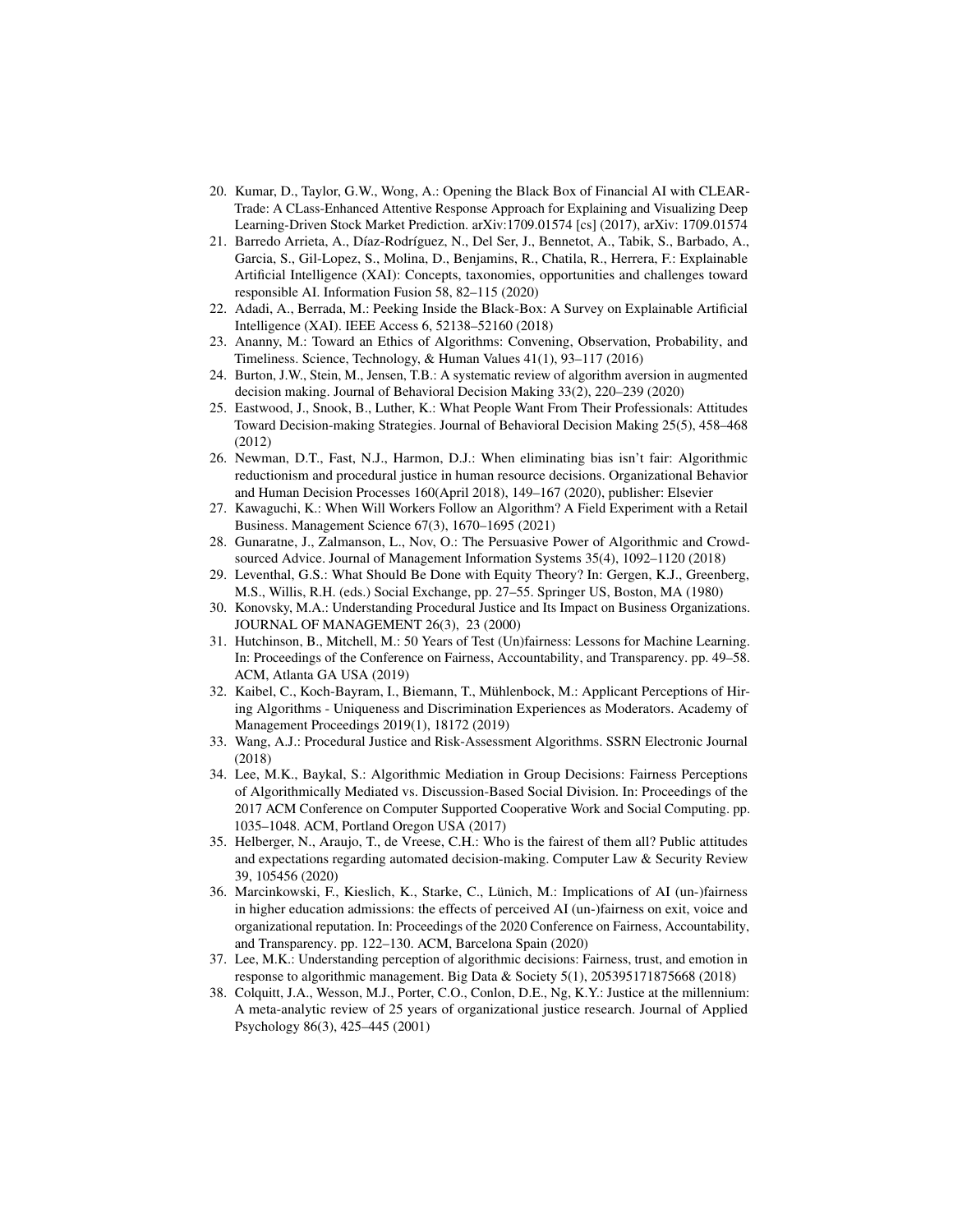20. Kumar, D., Taylor, G.W., Wong, A.: Opening the Black Box of Financial AI with CLEAR-Trade: A CLass-Enhanced Attentive Response Approach for Explaining and Visualizing Deep Learning-Driven Stock Market Prediction. arXiv:1709.01574 [cs] (2017), arXiv: 1709.01574
21. Barredo Arrieta, A., Díaz-Rodríguez, N., Del Ser, J., Bennetot, A., Tabik, S., Barbado, A., Garcia, S., Gil-Lopez, S., Molina, D., Benjamins, R., Chatila, R., Herrera, F.: Explainable Artificial Intelligence (XAI): Concepts, taxonomies, opportunities and challenges toward responsible AI. Information Fusion 58, 82–115 (2020)
22. Adadi, A., Berrada, M.: Peeking Inside the Black-Box: A Survey on Explainable Artificial Intelligence (XAI). IEEE Access 6, 52138–52160 (2018)
23. Ananny, M.: Toward an Ethics of Algorithms: Convening, Observation, Probability, and Timeliness. Science, Technology, & Human Values 41(1), 93–117 (2016)
24. Burton, J.W., Stein, M., Jensen, T.B.: A systematic review of algorithm aversion in augmented decision making. Journal of Behavioral Decision Making 33(2), 220–239 (2020)
25. Eastwood, J., Snook, B., Luther, K.: What People Want From Their Professionals: Attitudes Toward Decision-making Strategies. Journal of Behavioral Decision Making 25(5), 458–468 (2012)
26. Newman, D.T., Fast, N.J., Harmon, D.J.: When eliminating bias isn't fair: Algorithmic reductionism and procedural justice in human resource decisions. Organizational Behavior and Human Decision Processes 160(April 2018), 149–167 (2020), publisher: Elsevier
27. Kawaguchi, K.: When Will Workers Follow an Algorithm? A Field Experiment with a Retail Business. Management Science 67(3), 1670–1695 (2021)
28. Gunaratne, J., Zalmanson, L., Nov, O.: The Persuasive Power of Algorithmic and Crowdsourced Advice. Journal of Management Information Systems 35(4), 1092–1120 (2018)
29. Leventhal, G.S.: What Should Be Done with Equity Theory? In: Gergen, K.J., Greenberg, M.S., Willis, R.H. (eds.) Social Exchange, pp. 27–55. Springer US, Boston, MA (1980)
30. Konovsky, M.A.: Understanding Procedural Justice and Its Impact on Business Organizations. JOURNAL OF MANAGEMENT 26(3), 23 (2000)
31. Hutchinson, B., Mitchell, M.: 50 Years of Test (Un)fairness: Lessons for Machine Learning. In: Proceedings of the Conference on Fairness, Accountability, and Transparency. pp. 49–58. ACM, Atlanta GA USA (2019)
32. Kaibel, C., Koch-Bayram, I., Biemann, T., Mühlenbock, M.: Applicant Perceptions of Hiring Algorithms - Uniqueness and Discrimination Experiences as Moderators. Academy of Management Proceedings 2019(1), 18172 (2019)
33. Wang, A.J.: Procedural Justice and Risk-Assessment Algorithms. SSRN Electronic Journal (2018)
34. Lee, M.K., Baykal, S.: Algorithmic Mediation in Group Decisions: Fairness Perceptions of Algorithmically Mediated vs. Discussion-Based Social Division. In: Proceedings of the 2017 ACM Conference on Computer Supported Cooperative Work and Social Computing. pp. 1035–1048. ACM, Portland Oregon USA (2017)
35. Helberger, N., Araujo, T., de Vreese, C.H.: Who is the fairest of them all? Public attitudes and expectations regarding automated decision-making. Computer Law & Security Review 39, 105456 (2020)
36. Marcinkowski, F., Kieslich, K., Starke, C., Lünich, M.: Implications of AI (un-)fairness in higher education admissions: the effects of perceived AI (un-)fairness on exit, voice and organizational reputation. In: Proceedings of the 2020 Conference on Fairness, Accountability, and Transparency. pp. 122–130. ACM, Barcelona Spain (2020)
37. Lee, M.K.: Understanding perception of algorithmic decisions: Fairness, trust, and emotion in response to algorithmic management. Big Data & Society 5(1), 205395171875668 (2018)
38. Colquitt, J.A., Wesson, M.J., Porter, C.O., Conlon, D.E., Ng, K.Y.: Justice at the millennium: A meta-analytic review of 25 years of organizational justice research. Journal of Applied Psychology 86(3), 425–445 (2001)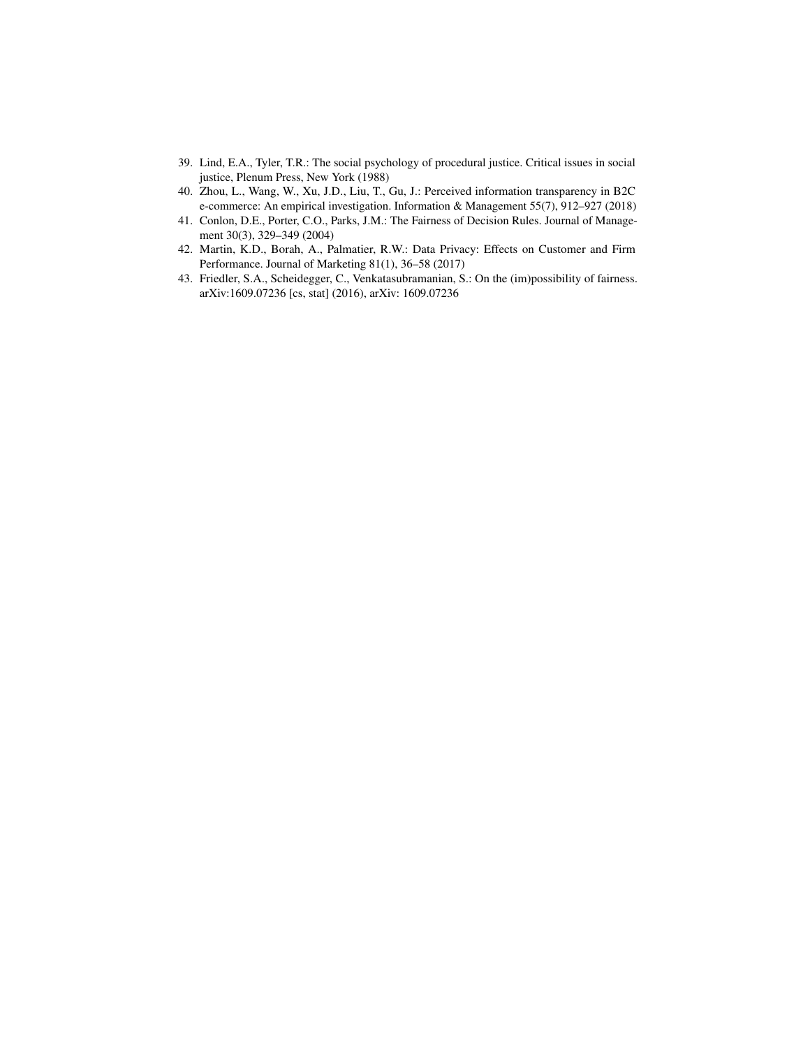39. Lind, E.A., Tyler, T.R.: The social psychology of procedural justice. Critical issues in social justice, Plenum Press, New York (1988)
40. Zhou, L., Wang, W., Xu, J.D., Liu, T., Gu, J.: Perceived information transparency in B2C e-commerce: An empirical investigation. Information & Management 55(7), 912–927 (2018)
41. Conlon, D.E., Porter, C.O., Parks, J.M.: The Fairness of Decision Rules. Journal of Management 30(3), 329–349 (2004)
42. Martin, K.D., Borah, A., Palmatier, R.W.: Data Privacy: Effects on Customer and Firm Performance. Journal of Marketing 81(1), 36–58 (2017)
43. Friedler, S.A., Scheidegger, C., Venkatasubramanian, S.: On the (im)possibility of fairness. arXiv:1609.07236 [cs, stat] (2016), arXiv: 1609.07236